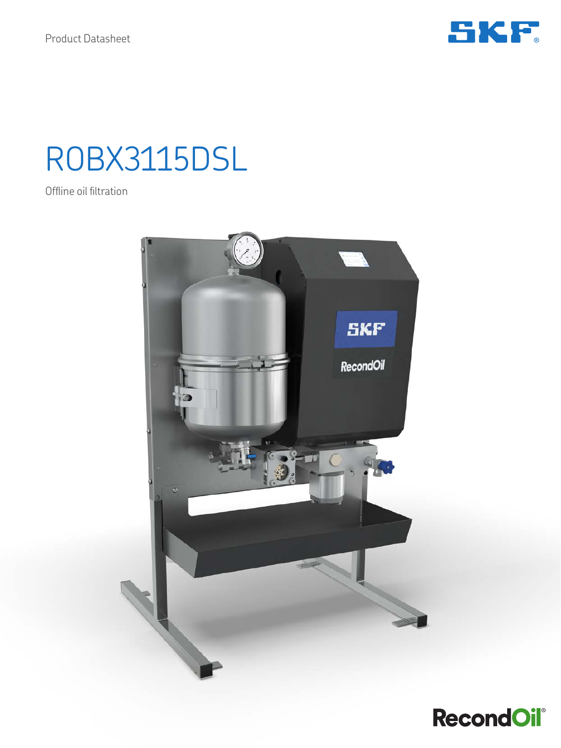Product Datasheet

# ROBX3115DSL

Offline oil filtration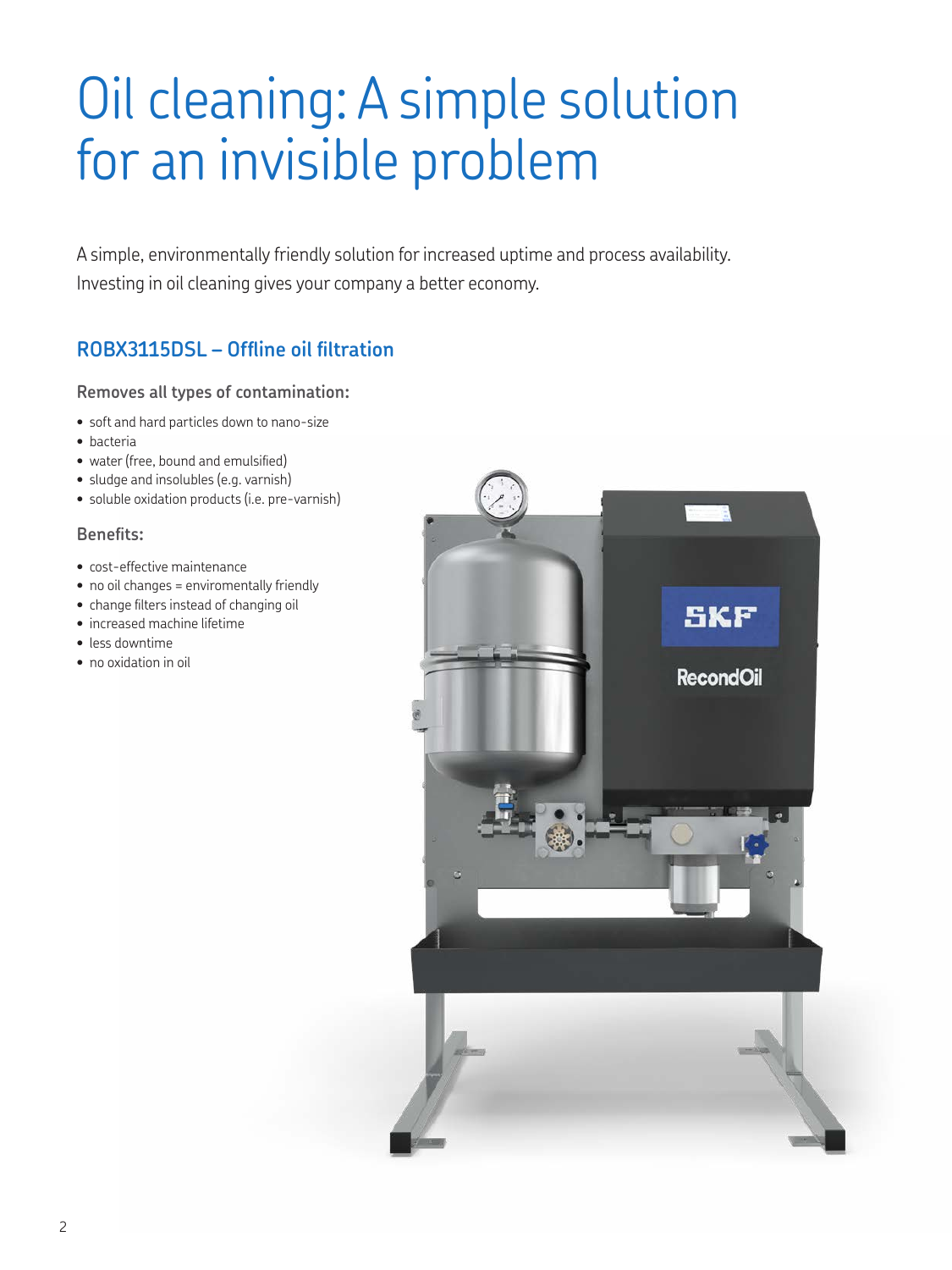# Oil cleaning: A simple solution for an invisible problem

A simple, environmentally friendly solution for increased uptime and process availability. Investing in oil cleaning gives your company a better economy.

## ROBX3115DSL – Offline oil filtration

### Removes all types of contamination:

- soft and hard particles down to nano-size
- bacteria
- water (free, bound and emulsified)
- sludge and insolubles (e.g. varnish)
- soluble oxidation products (i.e. pre-varnish)

### Benefits:

- cost-effective maintenance
- no oil changes = enviromentally friendly
- change filters instead of changing oil
- increased machine lifetime
- less downtime
- no oxidation in oil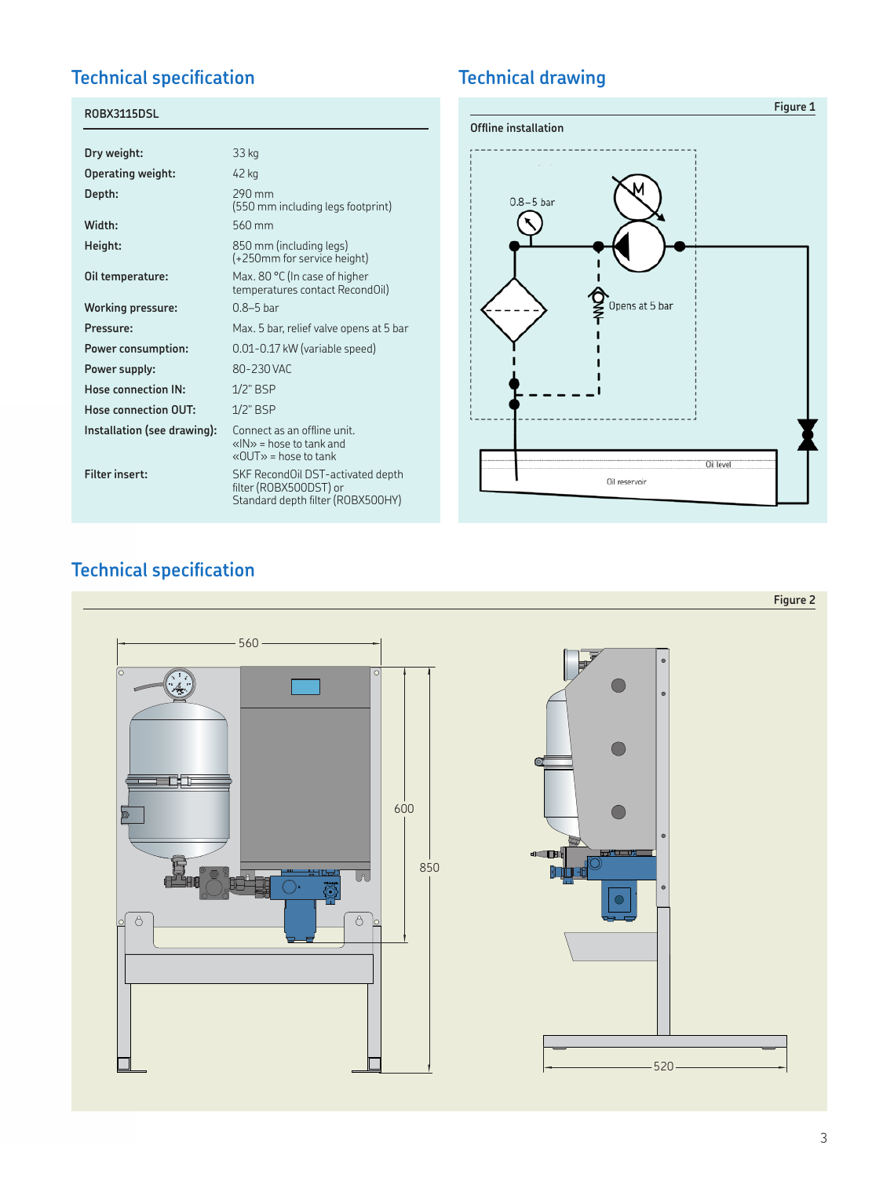## Technical specification

**ROBX3115DSL**

| | |
|---|---|
| **Dry weight:** | 33 kg |
| **Operating weight:** | 42 kg |
| **Depth:** | 290 mm (550 mm including legs footprint) |
| **Width:** | 560 mm |
| **Height:** | 850 mm (including legs) (+250mm for service height) |
| **Oil temperature:** | Max. 80 °C (In case of higher temperatures contact RecondOil) |
| **Working pressure:** | 0.8–5 bar |
| **Pressure:** | Max. 5 bar, relief valve opens at 5 bar |
| **Power consumption:** | 0.01-0.17 kW (variable speed) |
| **Power supply:** | 80-230 VAC |
| **Hose connection IN:** | 1/2" BSP |
| **Hose connection OUT:** | 1/2" BSP |
| **Installation (see drawing):** | Connect as an offline unit. «IN» = hose to tank and «OUT» = hose to tank |
| **Filter insert:** | SKF RecondOil DST-activated depth filter (ROBX500DST) or Standard depth filter (ROBX500HY) |

## Technical drawing

Figure 1

Offline installation

0.8–5 bar

M

Opens at 5 bar

Oil level

Oil reservoir

## Technical specification

Figure 2

560

600

850

520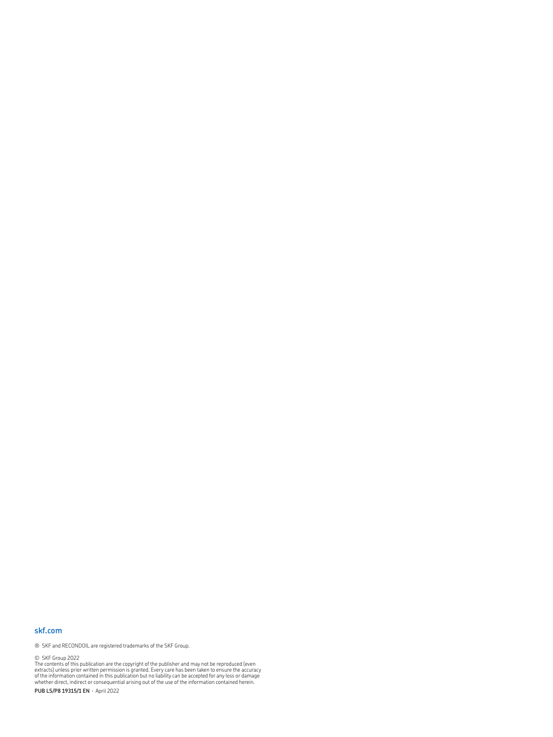**skf.com**

® SKF and RECONDOIL are registered trademarks of the SKF Group.

© SKF Group 2022
The contents of this publication are the copyright of the publisher and may not be reproduced (even extracts) unless prior written permission is granted. Every care has been taken to ensure the accuracy of the information contained in this publication but no liability can be accepted for any loss or damage whether direct, indirect or consequential arising out of the use of the information contained herein.

**PUB LS/P8 19315/1 EN** · April 2022